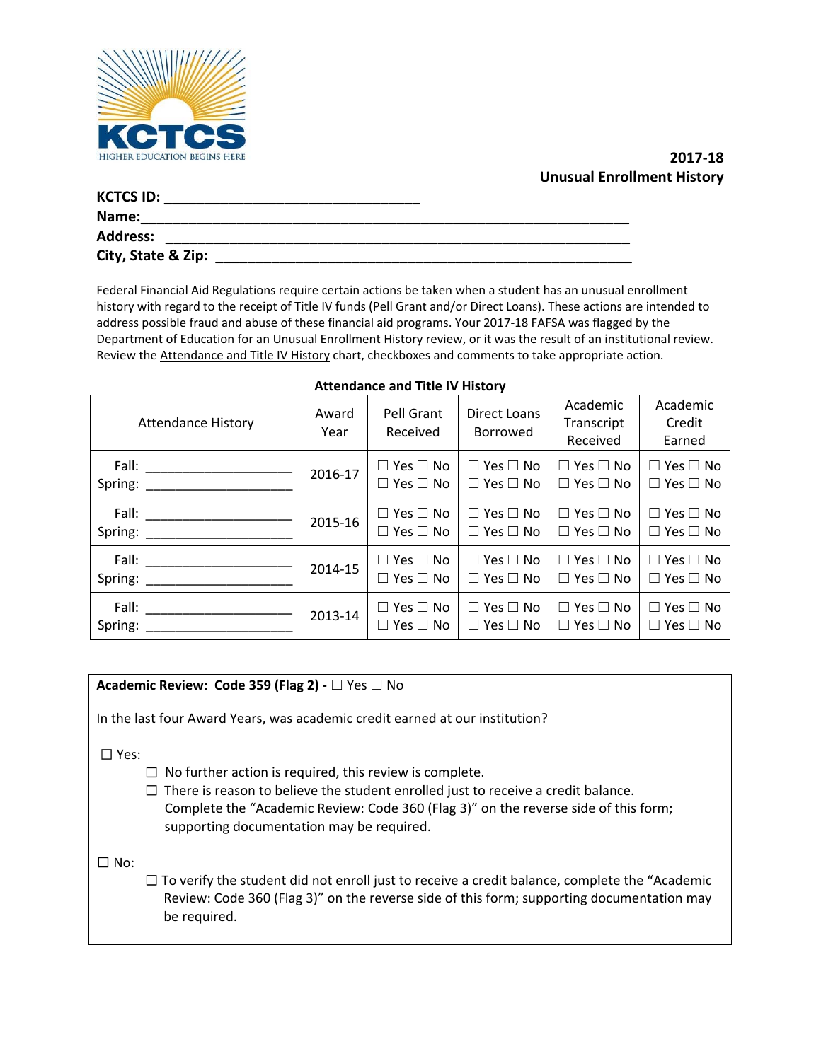KCTCS

HIGHER EDUCATION BEGINS HERE

**2017-18**
**Unusual Enrollment History**

**KCTCS ID:** ______________________________
**Name:**________________________________________________________
**Address:** ______________________________________________________
**City, State & Zip:** _____________________________________________

Federal Financial Aid Regulations require certain actions be taken when a student has an unusual enrollment history with regard to the receipt of Title IV funds (Pell Grant and/or Direct Loans). These actions are intended to address possible fraud and abuse of these financial aid programs. Your 2017-18 FAFSA was flagged by the Department of Education for an Unusual Enrollment History review, or it was the result of an institutional review. Review the Attendance and Title IV History chart, checkboxes and comments to take appropriate action.

**Attendance and Title IV History**

| Attendance History | Award Year | Pell Grant Received | Direct Loans Borrowed | Academic Transcript Received | Academic Credit Earned |
|---|---|---|---|---|---|
| Fall: ________________<br>Spring: ________________ | 2016-17 | ☐ Yes ☐ No<br>☐ Yes ☐ No | ☐ Yes ☐ No<br>☐ Yes ☐ No | ☐ Yes ☐ No<br>☐ Yes ☐ No | ☐ Yes ☐ No<br>☐ Yes ☐ No |
| Fall: ________________<br>Spring: ________________ | 2015-16 | ☐ Yes ☐ No<br>☐ Yes ☐ No | ☐ Yes ☐ No<br>☐ Yes ☐ No | ☐ Yes ☐ No<br>☐ Yes ☐ No | ☐ Yes ☐ No<br>☐ Yes ☐ No |
| Fall: ________________<br>Spring: ________________ | 2014-15 | ☐ Yes ☐ No<br>☐ Yes ☐ No | ☐ Yes ☐ No<br>☐ Yes ☐ No | ☐ Yes ☐ No<br>☐ Yes ☐ No | ☐ Yes ☐ No<br>☐ Yes ☐ No |
| Fall: ________________<br>Spring: ________________ | 2013-14 | ☐ Yes ☐ No<br>☐ Yes ☐ No | ☐ Yes ☐ No<br>☐ Yes ☐ No | ☐ Yes ☐ No<br>☐ Yes ☐ No | ☐ Yes ☐ No<br>☐ Yes ☐ No |

**Academic Review: Code 359 (Flag 2) -** ☐ Yes ☐ No

In the last four Award Years, was academic credit earned at our institution?

☐ Yes:

- ☐ No further action is required, this review is complete.
- ☐ There is reason to believe the student enrolled just to receive a credit balance. Complete the "Academic Review: Code 360 (Flag 3)" on the reverse side of this form; supporting documentation may be required.

☐ No:

- ☐ To verify the student did not enroll just to receive a credit balance, complete the "Academic Review: Code 360 (Flag 3)" on the reverse side of this form; supporting documentation may be required.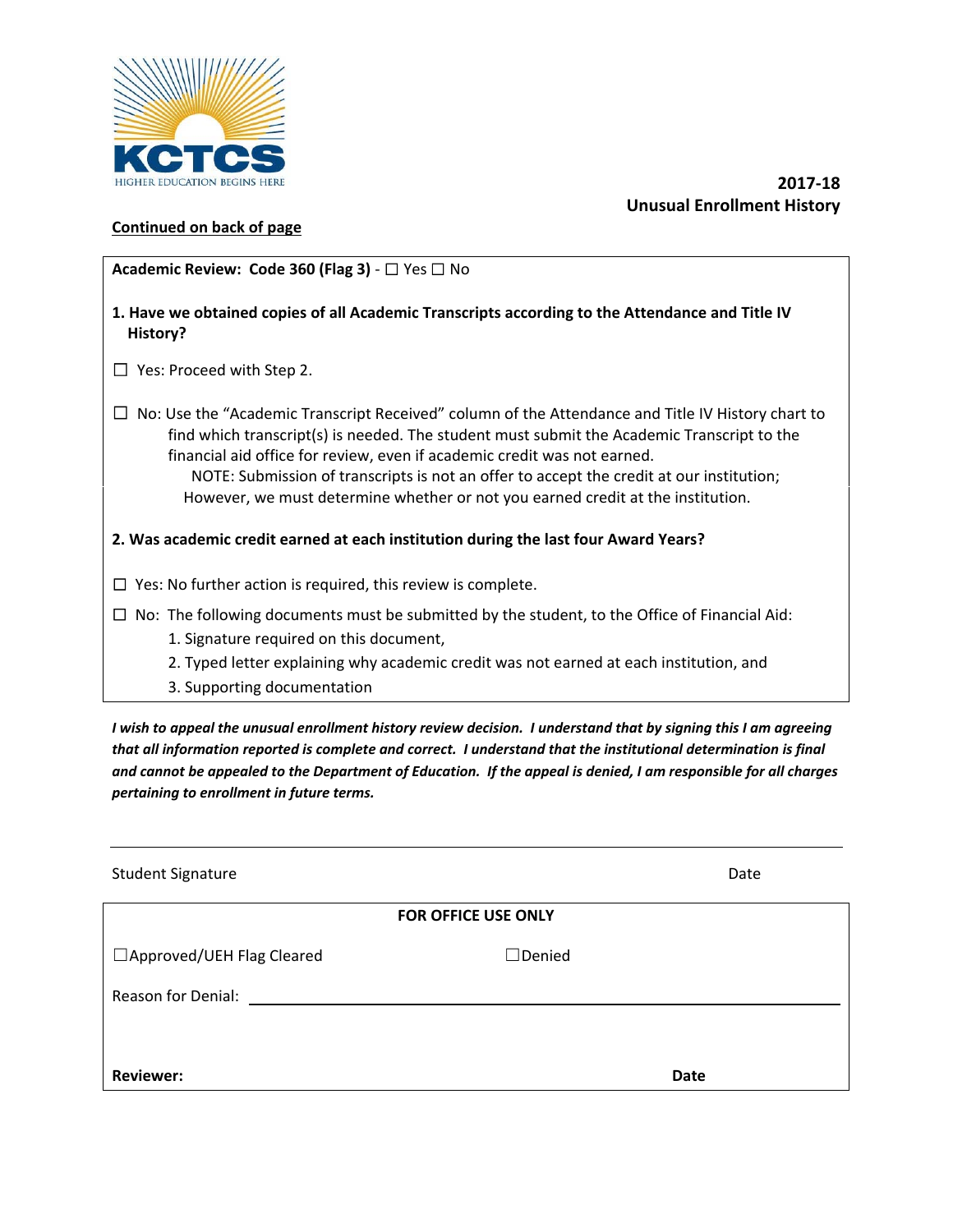KCTCS
HIGHER EDUCATION BEGINS HERE

**2017-18**
**Unusual Enrollment History**

**Continued on back of page**

**Academic Review: Code 360 (Flag 3)** - ☐ Yes ☐ No

**1. Have we obtained copies of all Academic Transcripts according to the Attendance and Title IV History?**

☐ Yes: Proceed with Step 2.

☐ No: Use the "Academic Transcript Received" column of the Attendance and Title IV History chart to find which transcript(s) is needed. The student must submit the Academic Transcript to the financial aid office for review, even if academic credit was not earned.
NOTE: Submission of transcripts is not an offer to accept the credit at our institution; However, we must determine whether or not you earned credit at the institution.

**2. Was academic credit earned at each institution during the last four Award Years?**

☐ Yes: No further action is required, this review is complete.

☐ No: The following documents must be submitted by the student, to the Office of Financial Aid:
1. Signature required on this document,
2. Typed letter explaining why academic credit was not earned at each institution, and
3. Supporting documentation

***I wish to appeal the unusual enrollment history review decision. I understand that by signing this I am agreeing that all information reported is complete and correct. I understand that the institutional determination is final and cannot be appealed to the Department of Education. If the appeal is denied, I am responsible for all charges pertaining to enrollment in future terms.***

Student Signature Date

**FOR OFFICE USE ONLY**

☐Approved/UEH Flag Cleared ☐Denied

Reason for Denial: ______________________________

**Reviewer:** **Date**